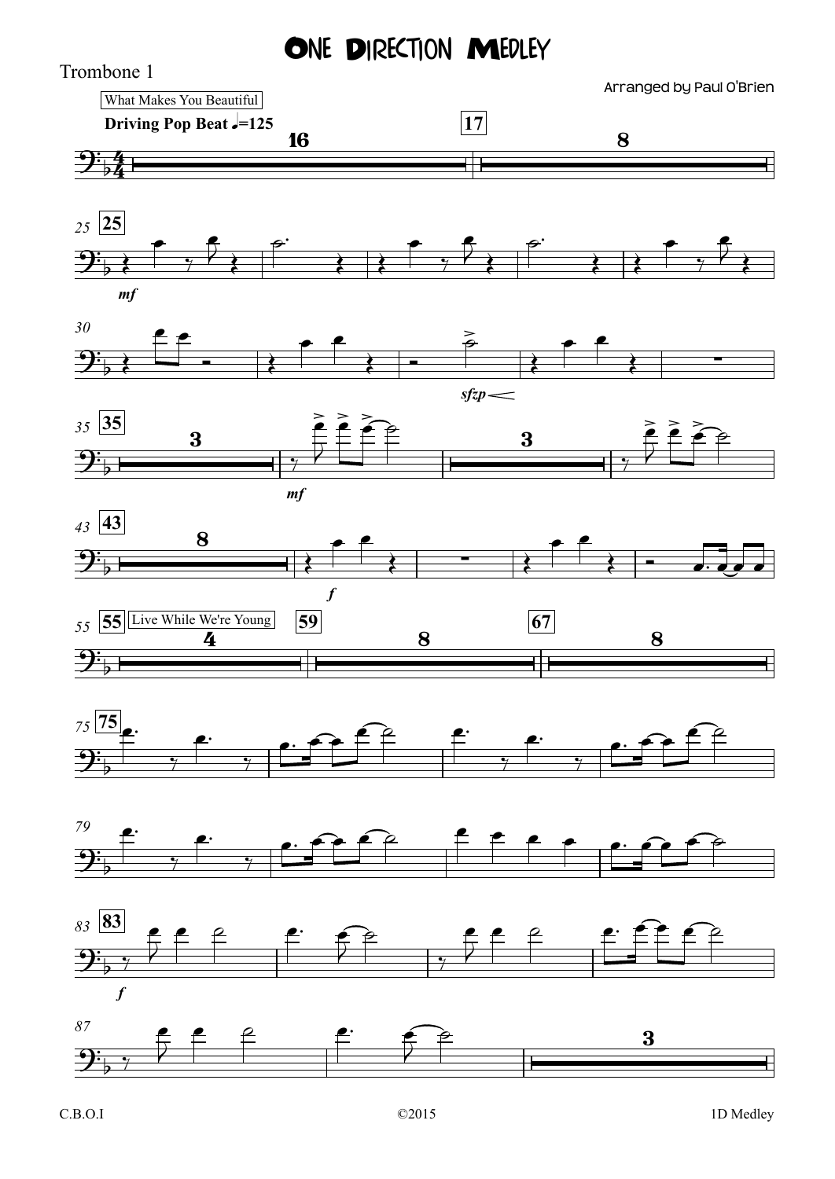# One Direction Medley

Trombone 1

Arranged by Paul O'Brien

What Makes You Beautiful

**Driving Pop Beat** ♩=125

Live While We're Young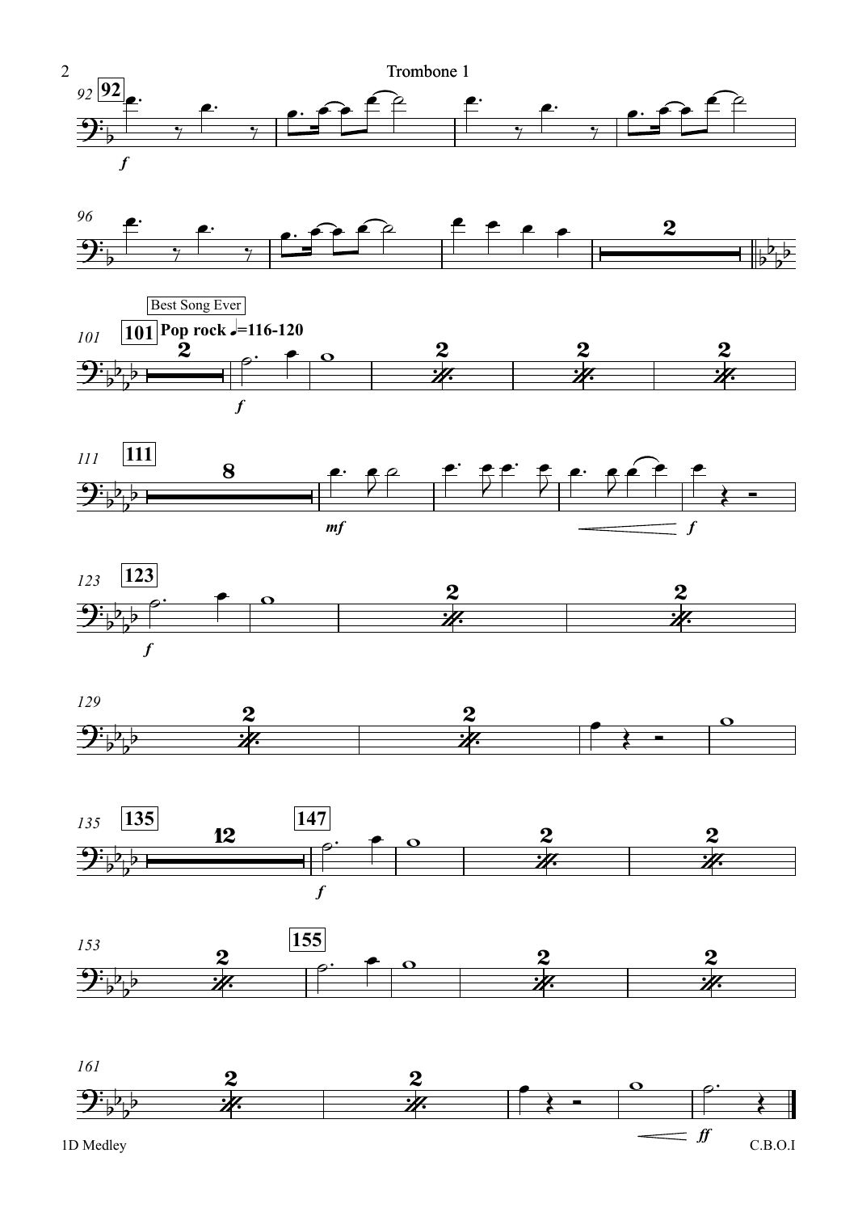Best Song Ever

Pop rock ♩=116-120